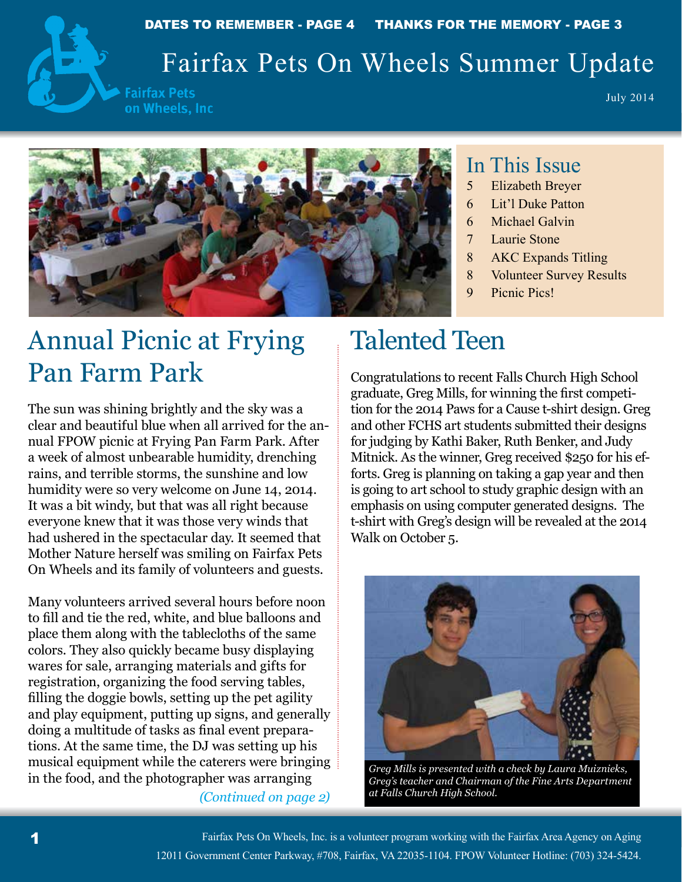DATES TO REMEMBER - PAGE 4 THANKS FOR THE MEMORY - PAGE 3

# Fairfax Pets On Wheels Summer Update

Fairfax Pets on Wheels, Inc

July 2014

## In This Issue

5 Elizabeth Breyer
6 Lit'l Duke Patton
6 Michael Galvin
7 Laurie Stone
8 AKC Expands Titling
8 Volunteer Survey Results
9 Picnic Pics!

## Annual Picnic at Frying Pan Farm Park

The sun was shining brightly and the sky was a clear and beautiful blue when all arrived for the annual FPOW picnic at Frying Pan Farm Park. After a week of almost unbearable humidity, drenching rains, and terrible storms, the sunshine and low humidity were so very welcome on June 14, 2014. It was a bit windy, but that was all right because everyone knew that it was those very winds that had ushered in the spectacular day. It seemed that Mother Nature herself was smiling on Fairfax Pets On Wheels and its family of volunteers and guests.

Many volunteers arrived several hours before noon to fill and tie the red, white, and blue balloons and place them along with the tablecloths of the same colors. They also quickly became busy displaying wares for sale, arranging materials and gifts for registration, organizing the food serving tables, filling the doggie bowls, setting up the pet agility and play equipment, putting up signs, and generally doing a multitude of tasks as final event preparations. At the same time, the DJ was setting up his musical equipment while the caterers were bringing in the food, and the photographer was arranging

*(Continued on page 2)*

## Talented Teen

Congratulations to recent Falls Church High School graduate, Greg Mills, for winning the first competition for the 2014 Paws for a Cause t-shirt design. Greg and other FCHS art students submitted their designs for judging by Kathi Baker, Ruth Benker, and Judy Mitnick. As the winner, Greg received $250 for his efforts. Greg is planning on taking a gap year and then is going to art school to study graphic design with an emphasis on using computer generated designs. The t-shirt with Greg's design will be revealed at the 2014 Walk on October 5.

*Greg Mills is presented with a check by Laura Muiznieks, Greg's teacher and Chairman of the Fine Arts Department at Falls Church High School.*

Fairfax Pets On Wheels, Inc. is a volunteer program working with the Fairfax Area Agency on Aging
12011 Government Center Parkway, #708, Fairfax, VA 22035-1104. FPOW Volunteer Hotline: (703) 324-5424.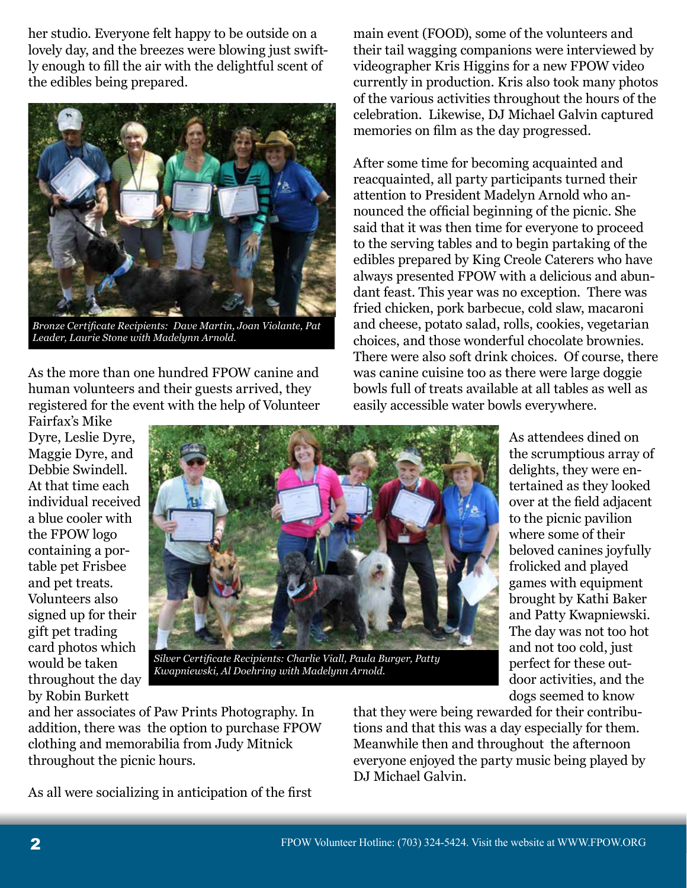her studio. Everyone felt happy to be outside on a lovely day, and the breezes were blowing just swiftly enough to fill the air with the delightful scent of the edibles being prepared.

*Bronze Certificate Recipients: Dave Martin, Joan Violante, Pat Leader, Laurie Stone with Madelynn Arnold.*

As the more than one hundred FPOW canine and human volunteers and their guests arrived, they registered for the event with the help of Volunteer Fairfax's Mike Dyre, Leslie Dyre, Maggie Dyre, and Debbie Swindell. At that time each individual received a blue cooler with the FPOW logo containing a portable pet Frisbee and pet treats. Volunteers also signed up for their gift pet trading card photos which would be taken throughout the day by Robin Burkett and her associates of Paw Prints Photography. In addition, there was the option to purchase FPOW clothing and memorabilia from Judy Mitnick throughout the picnic hours.

*Silver Certificate Recipients: Charlie Viall, Paula Burger, Patty Kwapniewski, Al Doehring with Madelynn Arnold.*

As all were socializing in anticipation of the first main event (FOOD), some of the volunteers and their tail wagging companions were interviewed by videographer Kris Higgins for a new FPOW video currently in production. Kris also took many photos of the various activities throughout the hours of the celebration. Likewise, DJ Michael Galvin captured memories on film as the day progressed.

After some time for becoming acquainted and reacquainted, all party participants turned their attention to President Madelyn Arnold who announced the official beginning of the picnic. She said that it was then time for everyone to proceed to the serving tables and to begin partaking of the edibles prepared by King Creole Caterers who have always presented FPOW with a delicious and abundant feast. This year was no exception. There was fried chicken, pork barbecue, cold slaw, macaroni and cheese, potato salad, rolls, cookies, vegetarian choices, and those wonderful chocolate brownies. There were also soft drink choices. Of course, there was canine cuisine too as there were large doggie bowls full of treats available at all tables as well as easily accessible water bowls everywhere.

As attendees dined on the scrumptious array of delights, they were entertained as they looked over at the field adjacent to the picnic pavilion where some of their beloved canines joyfully frolicked and played games with equipment brought by Kathi Baker and Patty Kwapniewski. The day was not too hot and not too cold, just perfect for these outdoor activities, and the dogs seemed to know that they were being rewarded for their contributions and that this was a day especially for them. Meanwhile then and throughout the afternoon everyone enjoyed the party music being played by DJ Michael Galvin.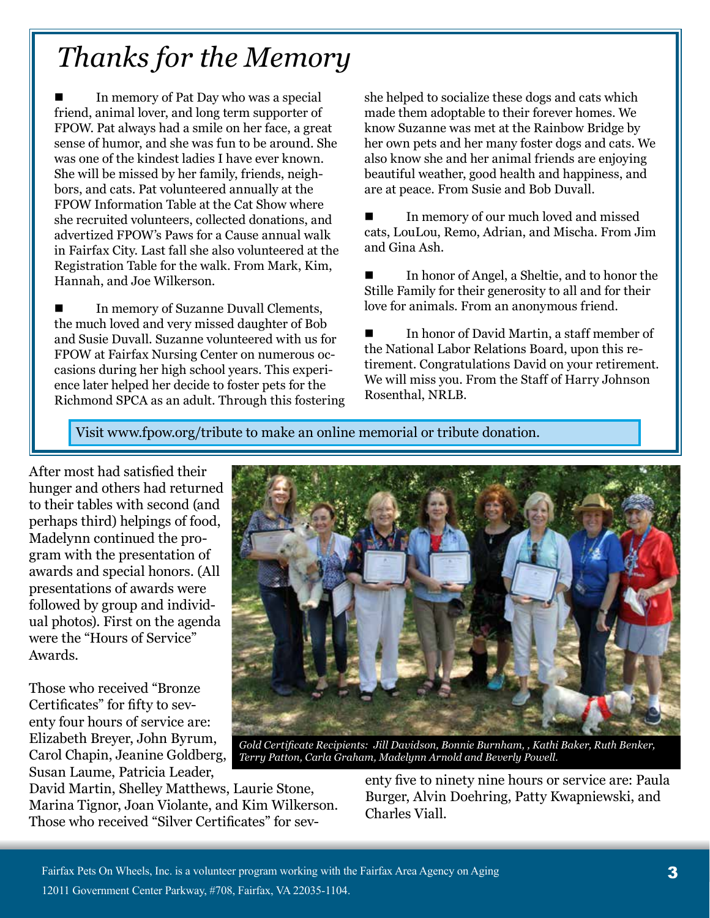# Thanks for the Memory

- In memory of Pat Day who was a special friend, animal lover, and long term supporter of FPOW. Pat always had a smile on her face, a great sense of humor, and she was fun to be around. She was one of the kindest ladies I have ever known. She will be missed by her family, friends, neighbors, and cats. Pat volunteered annually at the FPOW Information Table at the Cat Show where she recruited volunteers, collected donations, and advertized FPOW's Paws for a Cause annual walk in Fairfax City. Last fall she also volunteered at the Registration Table for the walk. From Mark, Kim, Hannah, and Joe Wilkerson.

- In memory of Suzanne Duvall Clements, the much loved and very missed daughter of Bob and Susie Duvall. Suzanne volunteered with us for FPOW at Fairfax Nursing Center on numerous occasions during her high school years. This experience later helped her decide to foster pets for the Richmond SPCA as an adult. Through this fostering she helped to socialize these dogs and cats which made them adoptable to their forever homes. We know Suzanne was met at the Rainbow Bridge by her own pets and her many foster dogs and cats. We also know she and her animal friends are enjoying beautiful weather, good health and happiness, and are at peace. From Susie and Bob Duvall.

- In memory of our much loved and missed cats, LouLou, Remo, Adrian, and Mischa. From Jim and Gina Ash.

- In honor of Angel, a Sheltie, and to honor the Stille Family for their generosity to all and for their love for animals. From an anonymous friend.

- In honor of David Martin, a staff member of the National Labor Relations Board, upon this retirement. Congratulations David on your retirement. We will miss you. From the Staff of Harry Johnson Rosenthal, NRLB.

Visit www.fpow.org/tribute to make an online memorial or tribute donation.

After most had satisfied their hunger and others had returned to their tables with second (and perhaps third) helpings of food, Madelynn continued the program with the presentation of awards and special honors. (All presentations of awards were followed by group and individual photos). First on the agenda were the "Hours of Service" Awards.

*Gold Certificate Recipients: Jill Davidson, Bonnie Burnham, , Kathi Baker, Ruth Benker, Terry Patton, Carla Graham, Madelynn Arnold and Beverly Powell.*

Those who received "Bronze Certificates" for fifty to seventy four hours of service are: Elizabeth Breyer, John Byrum, Carol Chapin, Jeanine Goldberg, Susan Laume, Patricia Leader, David Martin, Shelley Matthews, Laurie Stone, Marina Tignor, Joan Violante, and Kim Wilkerson. Those who received "Silver Certificates" for seventy five to ninety nine hours or service are: Paula Burger, Alvin Doehring, Patty Kwapniewski, and Charles Viall.

Fairfax Pets On Wheels, Inc. is a volunteer program working with the Fairfax Area Agency on Aging
12011 Government Center Parkway, #708, Fairfax, VA 22035-1104.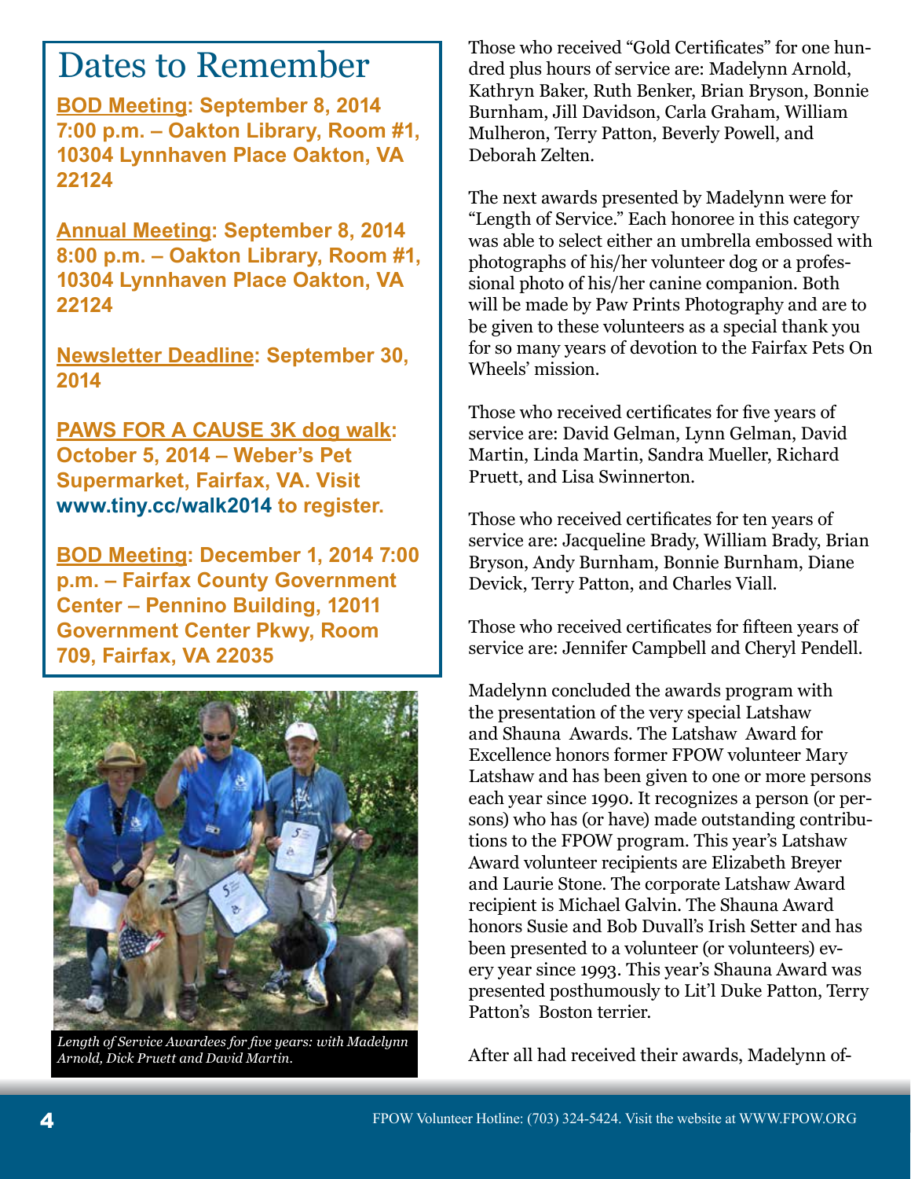# Dates to Remember

**BOD Meeting: September 8, 2014 7:00 p.m. – Oakton Library, Room #1, 10304 Lynnhaven Place Oakton, VA 22124**

**Annual Meeting: September 8, 2014 8:00 p.m. – Oakton Library, Room #1, 10304 Lynnhaven Place Oakton, VA 22124**

**Newsletter Deadline: September 30, 2014**

**PAWS FOR A CAUSE 3K dog walk: October 5, 2014 – Weber's Pet Supermarket, Fairfax, VA. Visit www.tiny.cc/walk2014 to register.**

**BOD Meeting: December 1, 2014 7:00 p.m. – Fairfax County Government Center – Pennino Building, 12011 Government Center Pkwy, Room 709, Fairfax, VA 22035**

*Length of Service Awardees for five years: with Madelynn Arnold, Dick Pruett and David Martin.*

Those who received "Gold Certificates" for one hundred plus hours of service are: Madelynn Arnold, Kathryn Baker, Ruth Benker, Brian Bryson, Bonnie Burnham, Jill Davidson, Carla Graham, William Mulheron, Terry Patton, Beverly Powell, and Deborah Zelten.

The next awards presented by Madelynn were for "Length of Service." Each honoree in this category was able to select either an umbrella embossed with photographs of his/her volunteer dog or a professional photo of his/her canine companion. Both will be made by Paw Prints Photography and are to be given to these volunteers as a special thank you for so many years of devotion to the Fairfax Pets On Wheels' mission.

Those who received certificates for five years of service are: David Gelman, Lynn Gelman, David Martin, Linda Martin, Sandra Mueller, Richard Pruett, and Lisa Swinnerton.

Those who received certificates for ten years of service are: Jacqueline Brady, William Brady, Brian Bryson, Andy Burnham, Bonnie Burnham, Diane Devick, Terry Patton, and Charles Viall.

Those who received certificates for fifteen years of service are: Jennifer Campbell and Cheryl Pendell.

Madelynn concluded the awards program with the presentation of the very special Latshaw and Shauna Awards. The Latshaw Award for Excellence honors former FPOW volunteer Mary Latshaw and has been given to one or more persons each year since 1990. It recognizes a person (or persons) who has (or have) made outstanding contributions to the FPOW program. This year's Latshaw Award volunteer recipients are Elizabeth Breyer and Laurie Stone. The corporate Latshaw Award recipient is Michael Galvin. The Shauna Award honors Susie and Bob Duvall's Irish Setter and has been presented to a volunteer (or volunteers) every year since 1993. This year's Shauna Award was presented posthumously to Lit'l Duke Patton, Terry Patton's Boston terrier.

After all had received their awards, Madelynn of-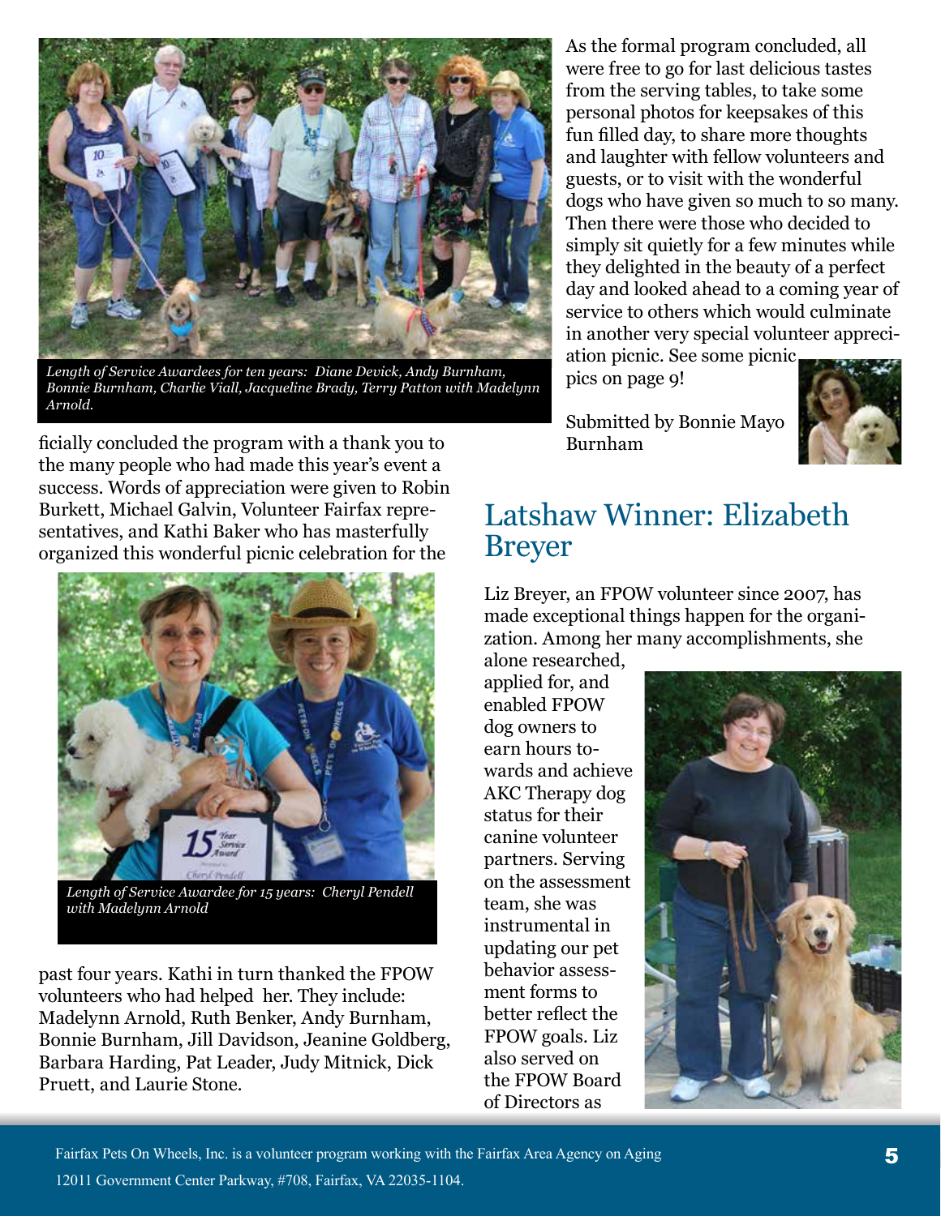*Length of Service Awardees for ten years: Diane Devick, Andy Burnham, Bonnie Burnham, Charlie Viall, Jacqueline Brady, Terry Patton with Madelynn Arnold.*

ficially concluded the program with a thank you to the many people who had made this year's event a success. Words of appreciation were given to Robin Burkett, Michael Galvin, Volunteer Fairfax representatives, and Kathi Baker who has masterfully organized this wonderful picnic celebration for the past four years. Kathi in turn thanked the FPOW volunteers who had helped her. They include: Madelynn Arnold, Ruth Benker, Andy Burnham, Bonnie Burnham, Jill Davidson, Jeanine Goldberg, Barbara Harding, Pat Leader, Judy Mitnick, Dick Pruett, and Laurie Stone.

*Length of Service Awardee for 15 years: Cheryl Pendell with Madelynn Arnold*

As the formal program concluded, all were free to go for last delicious tastes from the serving tables, to take some personal photos for keepsakes of this fun filled day, to share more thoughts and laughter with fellow volunteers and guests, or to visit with the wonderful dogs who have given so much to so many. Then there were those who decided to simply sit quietly for a few minutes while they delighted in the beauty of a perfect day and looked ahead to a coming year of service to others which would culminate in another very special volunteer appreciation picnic. See some picnic pics on page 9!

Submitted by Bonnie Mayo Burnham

## Latshaw Winner: Elizabeth Breyer

Liz Breyer, an FPOW volunteer since 2007, has made exceptional things happen for the organization. Among her many accomplishments, she alone researched, applied for, and enabled FPOW dog owners to earn hours towards and achieve AKC Therapy dog status for their canine volunteer partners. Serving on the assessment team, she was instrumental in updating our pet behavior assessment forms to better reflect the FPOW goals. Liz also served on the FPOW Board of Directors as

Fairfax Pets On Wheels, Inc. is a volunteer program working with the Fairfax Area Agency on Aging
12011 Government Center Parkway, #708, Fairfax, VA 22035-1104.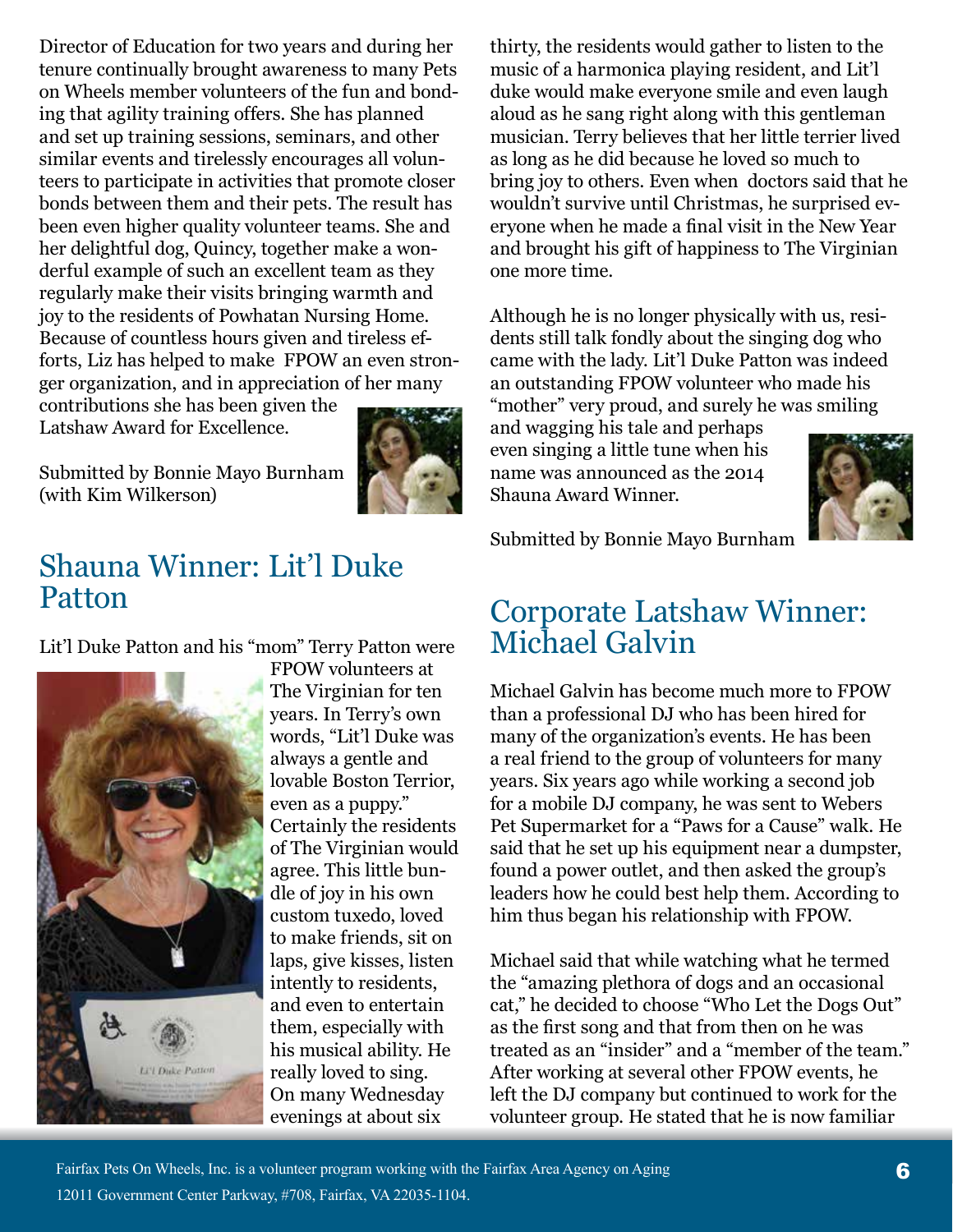Director of Education for two years and during her tenure continually brought awareness to many Pets on Wheels member volunteers of the fun and bonding that agility training offers. She has planned and set up training sessions, seminars, and other similar events and tirelessly encourages all volunteers to participate in activities that promote closer bonds between them and their pets. The result has been even higher quality volunteer teams. She and her delightful dog, Quincy, together make a wonderful example of such an excellent team as they regularly make their visits bringing warmth and joy to the residents of Powhatan Nursing Home. Because of countless hours given and tireless efforts, Liz has helped to make FPOW an even stronger organization, and in appreciation of her many contributions she has been given the Latshaw Award for Excellence.

Submitted by Bonnie Mayo Burnham (with Kim Wilkerson)

## Shauna Winner: Lit'l Duke Patton

Lit'l Duke Patton and his "mom" Terry Patton were FPOW volunteers at The Virginian for ten years. In Terry's own words, "Lit'l Duke was always a gentle and lovable Boston Terrior, even as a puppy." Certainly the residents of The Virginian would agree. This little bundle of joy in his own custom tuxedo, loved to make friends, sit on laps, give kisses, listen intently to residents, and even to entertain them, especially with his musical ability. He really loved to sing. On many Wednesday evenings at about six thirty, the residents would gather to listen to the music of a harmonica playing resident, and Lit'l duke would make everyone smile and even laugh aloud as he sang right along with this gentleman musician. Terry believes that her little terrier lived as long as he did because he loved so much to bring joy to others. Even when doctors said that he wouldn't survive until Christmas, he surprised everyone when he made a final visit in the New Year and brought his gift of happiness to The Virginian one more time.

Although he is no longer physically with us, residents still talk fondly about the singing dog who came with the lady. Lit'l Duke Patton was indeed an outstanding FPOW volunteer who made his "mother" very proud, and surely he was smiling and wagging his tale and perhaps even singing a little tune when his name was announced as the 2014 Shauna Award Winner.

Submitted by Bonnie Mayo Burnham

## Corporate Latshaw Winner: Michael Galvin

Michael Galvin has become much more to FPOW than a professional DJ who has been hired for many of the organization's events. He has been a real friend to the group of volunteers for many years. Six years ago while working a second job for a mobile DJ company, he was sent to Webers Pet Supermarket for a "Paws for a Cause" walk. He said that he set up his equipment near a dumpster, found a power outlet, and then asked the group's leaders how he could best help them. According to him thus began his relationship with FPOW.

Michael said that while watching what he termed the "amazing plethora of dogs and an occasional cat," he decided to choose "Who Let the Dogs Out" as the first song and that from then on he was treated as an "insider" and a "member of the team." After working at several other FPOW events, he left the DJ company but continued to work for the volunteer group. He stated that he is now familiar

Fairfax Pets On Wheels, Inc. is a volunteer program working with the Fairfax Area Agency on Aging 12011 Government Center Parkway, #708, Fairfax, VA 22035-1104.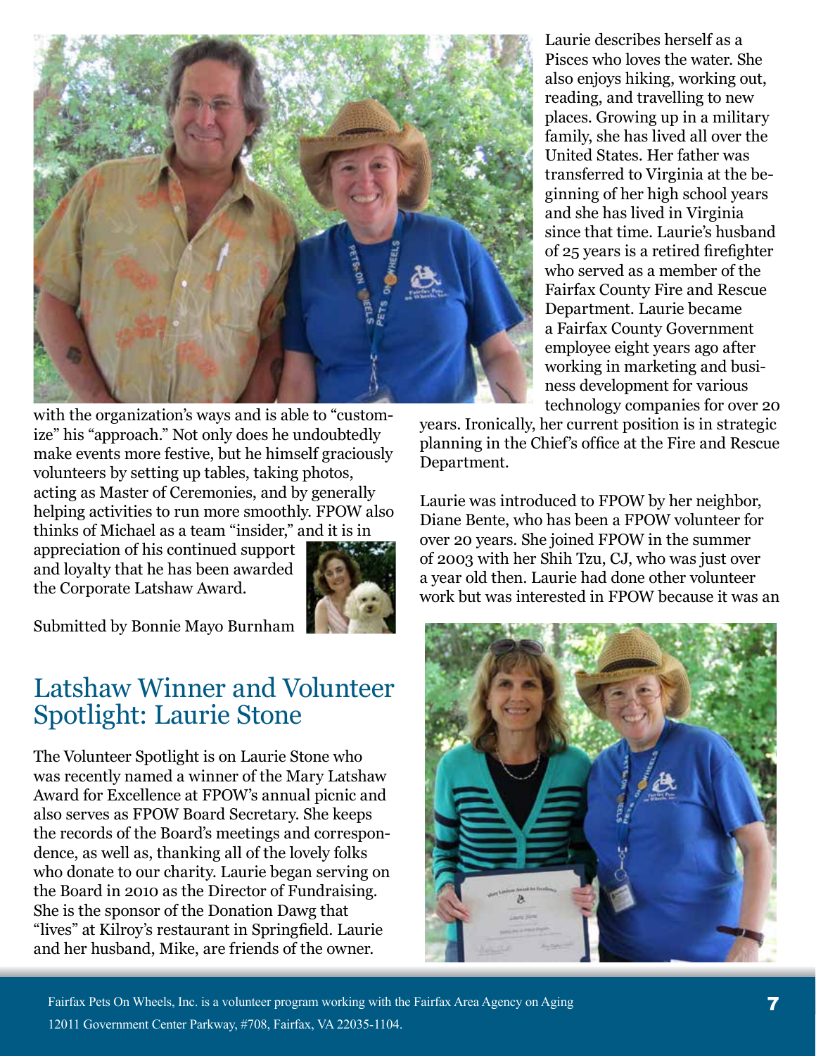with the organization's ways and is able to "customize" his "approach." Not only does he undoubtedly make events more festive, but he himself graciously volunteers by setting up tables, taking photos, acting as Master of Ceremonies, and by generally helping activities to run more smoothly. FPOW also thinks of Michael as a team "insider," and it is in appreciation of his continued support and loyalty that he has been awarded the Corporate Latshaw Award.

Submitted by Bonnie Mayo Burnham

## Latshaw Winner and Volunteer Spotlight: Laurie Stone

The Volunteer Spotlight is on Laurie Stone who was recently named a winner of the Mary Latshaw Award for Excellence at FPOW's annual picnic and also serves as FPOW Board Secretary. She keeps the records of the Board's meetings and correspondence, as well as, thanking all of the lovely folks who donate to our charity. Laurie began serving on the Board in 2010 as the Director of Fundraising. She is the sponsor of the Donation Dawg that "lives" at Kilroy's restaurant in Springfield. Laurie and her husband, Mike, are friends of the owner.

Laurie describes herself as a Pisces who loves the water. She also enjoys hiking, working out, reading, and travelling to new places. Growing up in a military family, she has lived all over the United States. Her father was transferred to Virginia at the beginning of her high school years and she has lived in Virginia since that time. Laurie's husband of 25 years is a retired firefighter who served as a member of the Fairfax County Fire and Rescue Department. Laurie became a Fairfax County Government employee eight years ago after working in marketing and business development for various technology companies for over 20 years. Ironically, her current position is in strategic planning in the Chief's office at the Fire and Rescue Department.

Laurie was introduced to FPOW by her neighbor, Diane Bente, who has been a FPOW volunteer for over 20 years. She joined FPOW in the summer of 2003 with her Shih Tzu, CJ, who was just over a year old then. Laurie had done other volunteer work but was interested in FPOW because it was an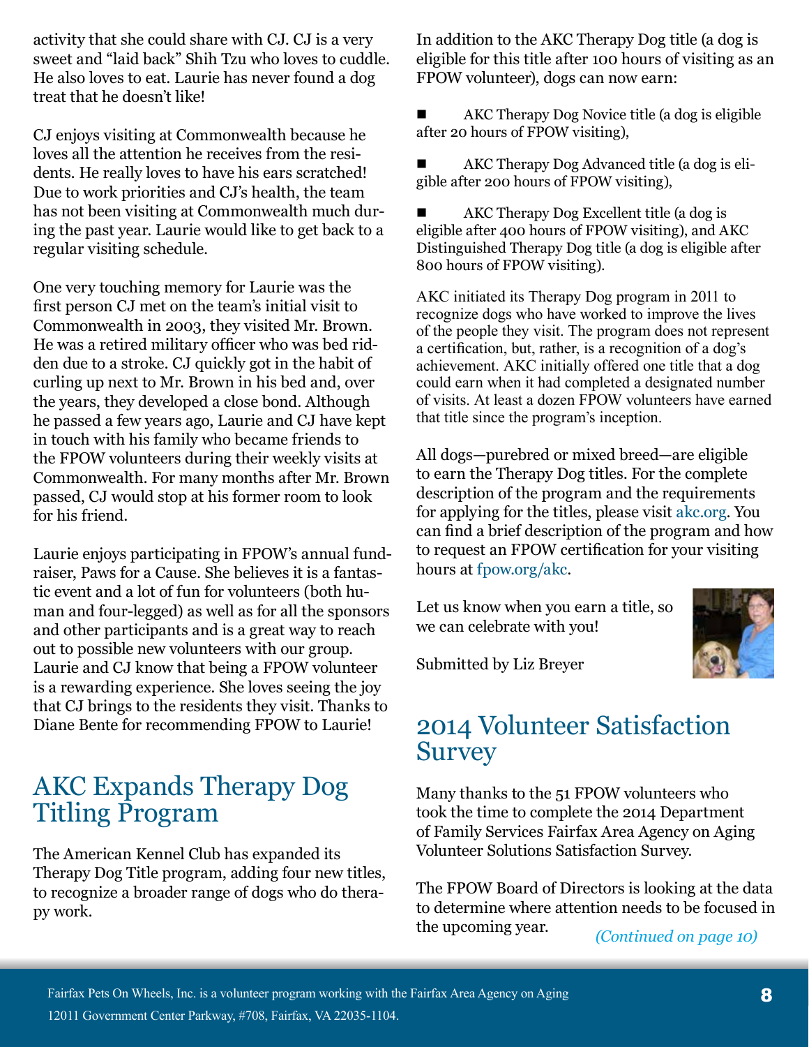activity that she could share with CJ. CJ is a very sweet and "laid back" Shih Tzu who loves to cuddle. He also loves to eat. Laurie has never found a dog treat that he doesn't like!

CJ enjoys visiting at Commonwealth because he loves all the attention he receives from the residents. He really loves to have his ears scratched! Due to work priorities and CJ's health, the team has not been visiting at Commonwealth much during the past year. Laurie would like to get back to a regular visiting schedule.

One very touching memory for Laurie was the first person CJ met on the team's initial visit to Commonwealth in 2003, they visited Mr. Brown. He was a retired military officer who was bed ridden due to a stroke. CJ quickly got in the habit of curling up next to Mr. Brown in his bed and, over the years, they developed a close bond. Although he passed a few years ago, Laurie and CJ have kept in touch with his family who became friends to the FPOW volunteers during their weekly visits at Commonwealth. For many months after Mr. Brown passed, CJ would stop at his former room to look for his friend.

Laurie enjoys participating in FPOW's annual fundraiser, Paws for a Cause. She believes it is a fantastic event and a lot of fun for volunteers (both human and four-legged) as well as for all the sponsors and other participants and is a great way to reach out to possible new volunteers with our group. Laurie and CJ know that being a FPOW volunteer is a rewarding experience. She loves seeing the joy that CJ brings to the residents they visit. Thanks to Diane Bente for recommending FPOW to Laurie!

## AKC Expands Therapy Dog Titling Program

The American Kennel Club has expanded its Therapy Dog Title program, adding four new titles, to recognize a broader range of dogs who do therapy work.

In addition to the AKC Therapy Dog title (a dog is eligible for this title after 100 hours of visiting as an FPOW volunteer), dogs can now earn:

- AKC Therapy Dog Novice title (a dog is eligible after 20 hours of FPOW visiting),
- AKC Therapy Dog Advanced title (a dog is eligible after 200 hours of FPOW visiting),
- AKC Therapy Dog Excellent title (a dog is eligible after 400 hours of FPOW visiting), and AKC Distinguished Therapy Dog title (a dog is eligible after 800 hours of FPOW visiting).

AKC initiated its Therapy Dog program in 2011 to recognize dogs who have worked to improve the lives of the people they visit. The program does not represent a certification, but, rather, is a recognition of a dog's achievement. AKC initially offered one title that a dog could earn when it had completed a designated number of visits. At least a dozen FPOW volunteers have earned that title since the program's inception.

All dogs—purebred or mixed breed—are eligible to earn the Therapy Dog titles. For the complete description of the program and the requirements for applying for the titles, please visit akc.org. You can find a brief description of the program and how to request an FPOW certification for your visiting hours at fpow.org/akc.

Let us know when you earn a title, so we can celebrate with you!

Submitted by Liz Breyer

## 2014 Volunteer Satisfaction Survey

Many thanks to the 51 FPOW volunteers who took the time to complete the 2014 Department of Family Services Fairfax Area Agency on Aging Volunteer Solutions Satisfaction Survey.

The FPOW Board of Directors is looking at the data to determine where attention needs to be focused in the upcoming year.

*(Continued on page 10)*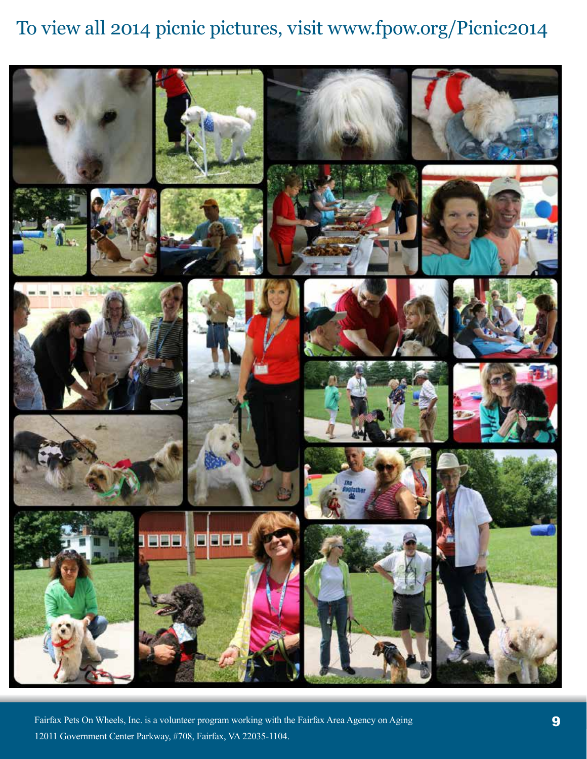# To view all 2014 picnic pictures, visit www.fpow.org/Picnic2014

Fairfax Pets On Wheels, Inc. is a volunteer program working with the Fairfax Area Agency on Aging
12011 Government Center Parkway, #708, Fairfax, VA 22035-1104.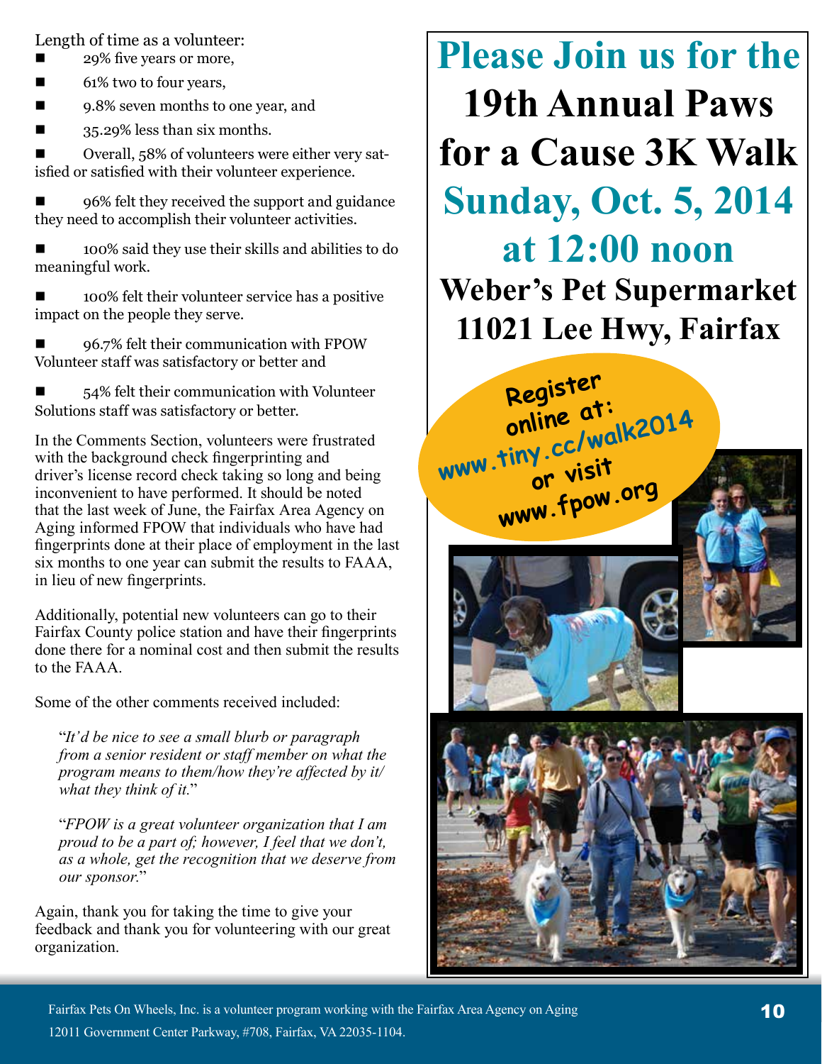Length of time as a volunteer:

- 29% five years or more,
- 61% two to four years,
- 9.8% seven months to one year, and
- 35.29% less than six months.
- Overall, 58% of volunteers were either very satisfied or satisfied with their volunteer experience.
- 96% felt they received the support and guidance they need to accomplish their volunteer activities.
- 100% said they use their skills and abilities to do meaningful work.
- 100% felt their volunteer service has a positive impact on the people they serve.
- 96.7% felt their communication with FPOW Volunteer staff was satisfactory or better and
- 54% felt their communication with Volunteer Solutions staff was satisfactory or better.

In the Comments Section, volunteers were frustrated with the background check fingerprinting and driver's license record check taking so long and being inconvenient to have performed. It should be noted that the last week of June, the Fairfax Area Agency on Aging informed FPOW that individuals who have had fingerprints done at their place of employment in the last six months to one year can submit the results to FAAA, in lieu of new fingerprints.

Additionally, potential new volunteers can go to their Fairfax County police station and have their fingerprints done there for a nominal cost and then submit the results to the FAAA.

Some of the other comments received included:

> "*It'd be nice to see a small blurb or paragraph from a senior resident or staff member on what the program means to them/how they're affected by it/ what they think of it.*"

> "*FPOW is a great volunteer organization that I am proud to be a part of; however, I feel that we don't, as a whole, get the recognition that we deserve from our sponsor.*"

Again, thank you for taking the time to give your feedback and thank you for volunteering with our great organization.

# Please Join us for the 19th Annual Paws for a Cause 3K Walk

## Sunday, Oct. 5, 2014 at 12:00 noon

## Weber's Pet Supermarket 11021 Lee Hwy, Fairfax

**Register online at: www.tiny.cc/walk2014 or visit www.fpow.org**

Fairfax Pets On Wheels, Inc. is a volunteer program working with the Fairfax Area Agency on Aging
12011 Government Center Parkway, #708, Fairfax, VA 22035-1104.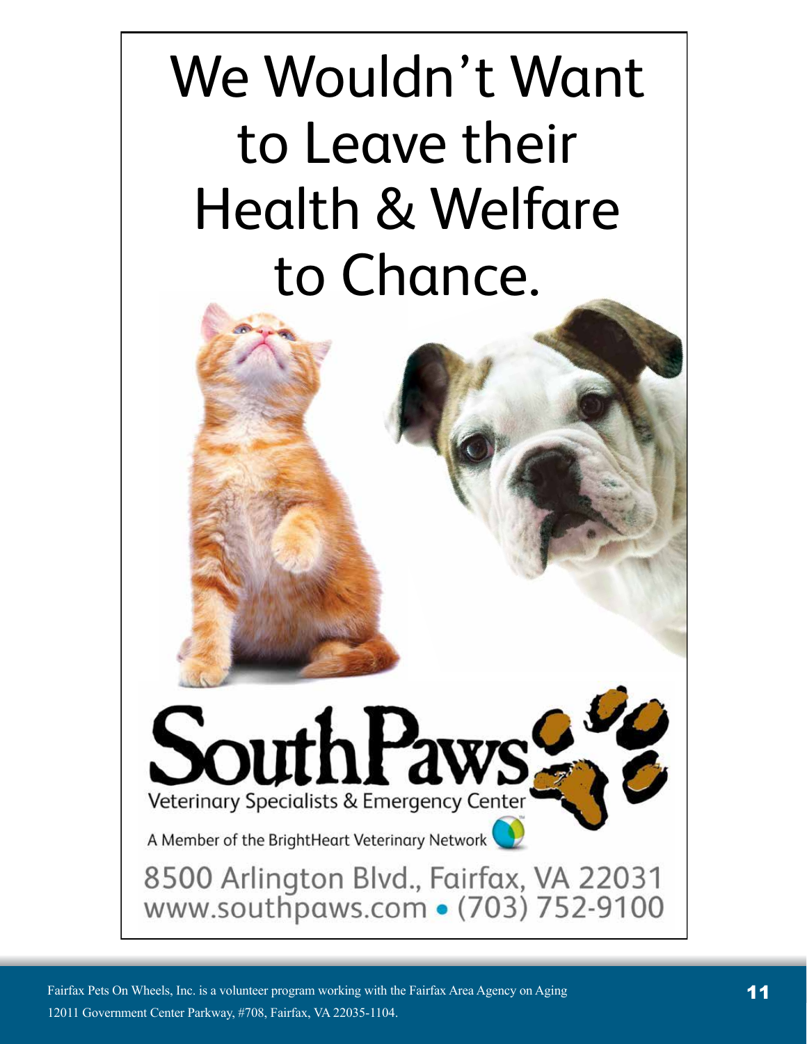# We Wouldn't Want to Leave their Health & Welfare to Chance.

**SouthPaws**

Veterinary Specialists & Emergency Center

A Member of the BrightHeart Veterinary Network

8500 Arlington Blvd., Fairfax, VA 22031
www.southpaws.com • (703) 752-9100

Fairfax Pets On Wheels, Inc. is a volunteer program working with the Fairfax Area Agency on Aging
12011 Government Center Parkway, #708, Fairfax, VA 22035-1104.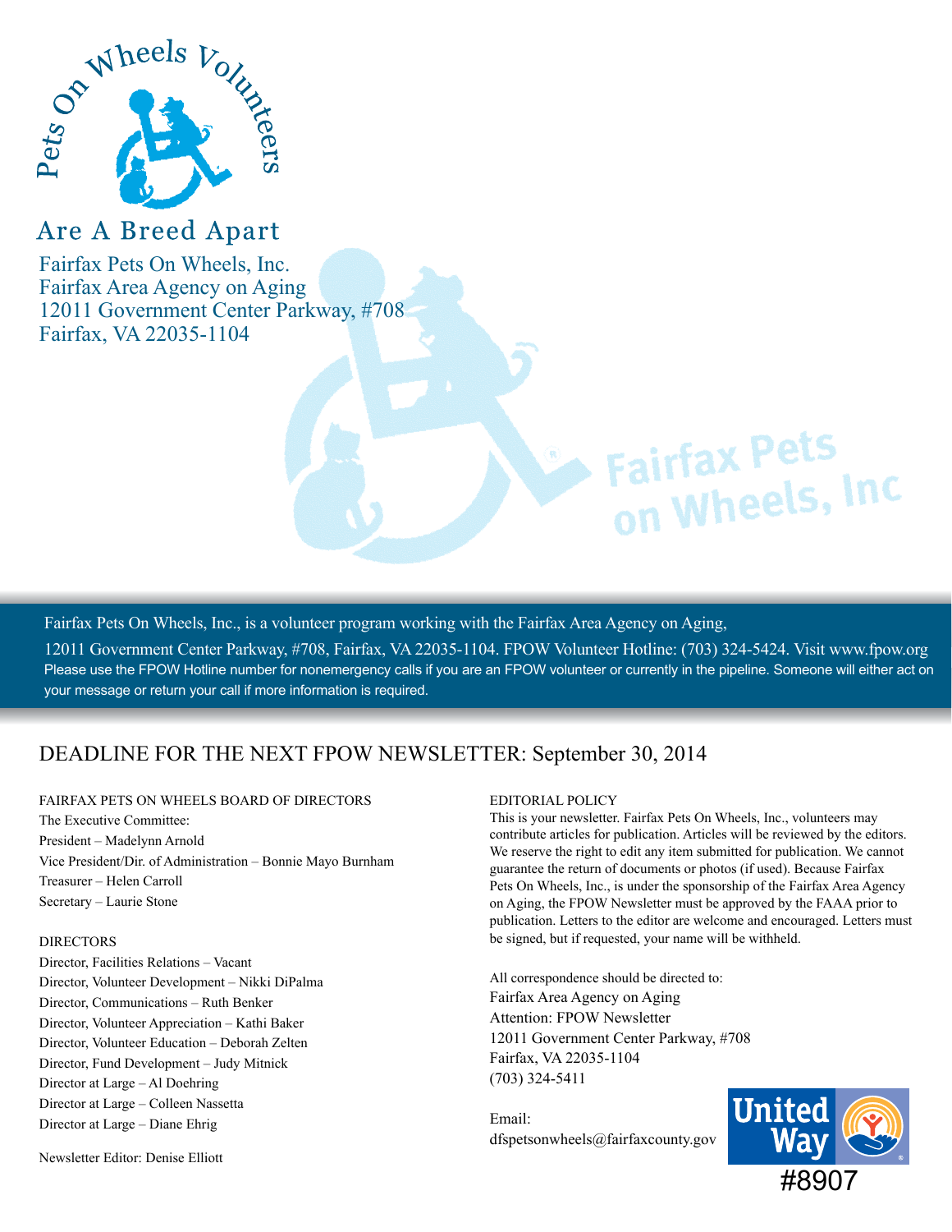Pets On Wheels Volunteers

Are A Breed Apart

Fairfax Pets On Wheels, Inc.
Fairfax Area Agency on Aging
12011 Government Center Parkway, #708
Fairfax, VA 22035-1104

Fairfax Pets on Wheels, Inc

Fairfax Pets On Wheels, Inc., is a volunteer program working with the Fairfax Area Agency on Aging, 12011 Government Center Parkway, #708, Fairfax, VA 22035-1104. FPOW Volunteer Hotline: (703) 324-5424. Visit www.fpow.org
Please use the FPOW Hotline number for nonemergency calls if you are an FPOW volunteer or currently in the pipeline. Someone will either act on your message or return your call if more information is required.

## DEADLINE FOR THE NEXT FPOW NEWSLETTER: September 30, 2014

FAIRFAX PETS ON WHEELS BOARD OF DIRECTORS

The Executive Committee:
President – Madelynn Arnold
Vice President/Dir. of Administration – Bonnie Mayo Burnham
Treasurer – Helen Carroll
Secretary – Laurie Stone

DIRECTORS

Director, Facilities Relations – Vacant
Director, Volunteer Development – Nikki DiPalma
Director, Communications – Ruth Benker
Director, Volunteer Appreciation – Kathi Baker
Director, Volunteer Education – Deborah Zelten
Director, Fund Development – Judy Mitnick
Director at Large – Al Doehring
Director at Large – Colleen Nassetta
Director at Large – Diane Ehrig

Newsletter Editor: Denise Elliott

EDITORIAL POLICY

This is your newsletter. Fairfax Pets On Wheels, Inc., volunteers may contribute articles for publication. Articles will be reviewed by the editors. We reserve the right to edit any item submitted for publication. We cannot guarantee the return of documents or photos (if used). Because Fairfax Pets On Wheels, Inc., is under the sponsorship of the Fairfax Area Agency on Aging, the FPOW Newsletter must be approved by the FAAA prior to publication. Letters to the editor are welcome and encouraged. Letters must be signed, but if requested, your name will be withheld.

All correspondence should be directed to:
Fairfax Area Agency on Aging
Attention: FPOW Newsletter
12011 Government Center Parkway, #708
Fairfax, VA 22035-1104
(703) 324-5411

Email:
dfspetsonwheels@fairfaxcounty.gov

United Way
#8907